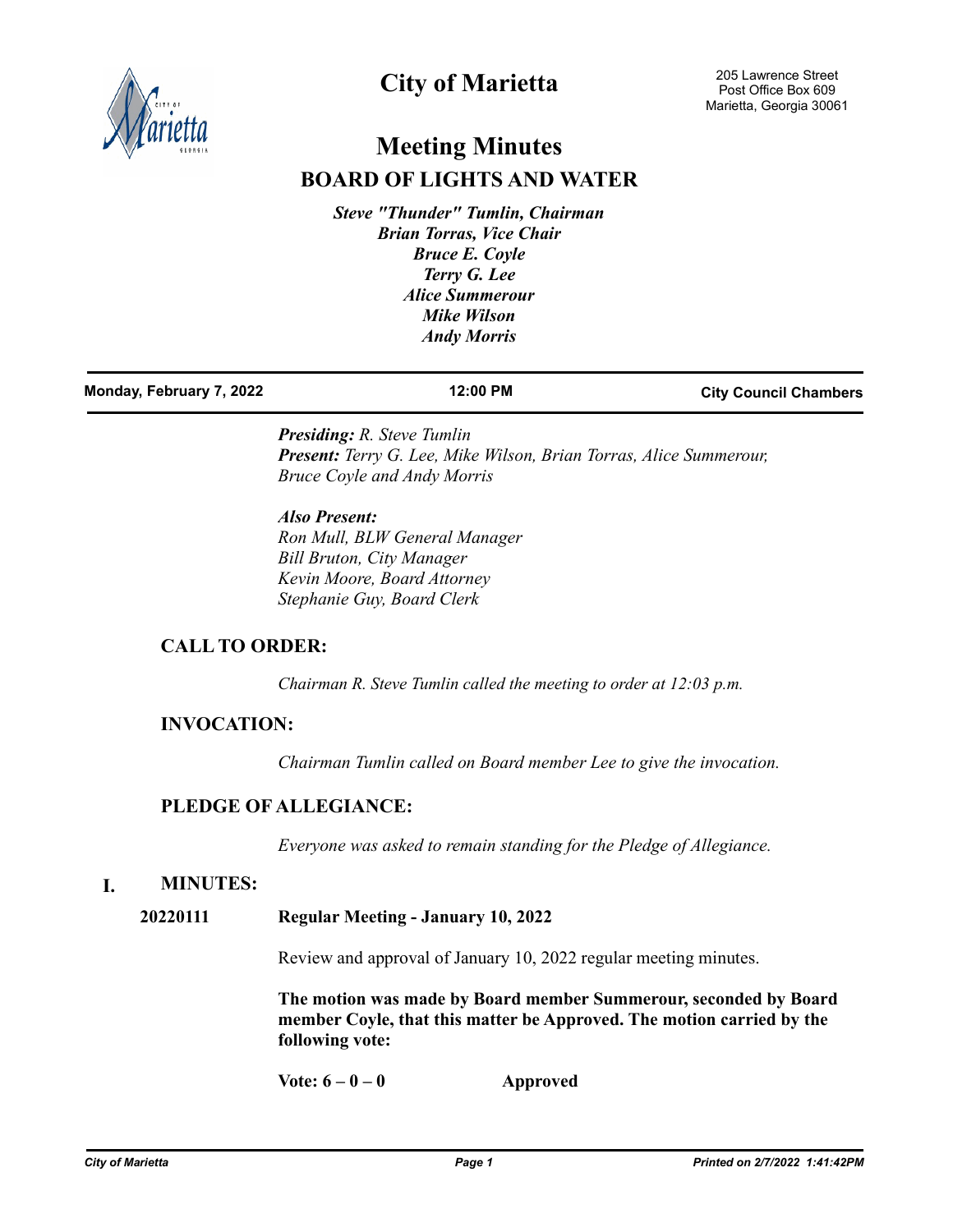# City of Marietta

205 Lawrence Street
Post Office Box 609
Marietta, Georgia 30061

## Meeting Minutes

## BOARD OF LIGHTS AND WATER

*Steve "Thunder" Tumlin, Chairman*
*Brian Torras, Vice Chair*
*Bruce E. Coyle*
*Terry G. Lee*
*Alice Summerour*
*Mike Wilson*
*Andy Morris*

**Monday, February 7, 2022** | **12:00 PM** | **City Council Chambers**

***Presiding:*** *R. Steve Tumlin*
***Present:*** *Terry G. Lee, Mike Wilson, Brian Torras, Alice Summerour, Bruce Coyle and Andy Morris*

***Also Present:***
*Ron Mull, BLW General Manager*
*Bill Bruton, City Manager*
*Kevin Moore, Board Attorney*
*Stephanie Guy, Board Clerk*

### CALL TO ORDER:

*Chairman R. Steve Tumlin called the meeting to order at 12:03 p.m.*

### INVOCATION:

*Chairman Tumlin called on Board member Lee to give the invocation.*

### PLEDGE OF ALLEGIANCE:

*Everyone was asked to remain standing for the Pledge of Allegiance.*

### I. MINUTES:

**20220111** **Regular Meeting - January 10, 2022**

Review and approval of January 10, 2022 regular meeting minutes.

**The motion was made by Board member Summerour, seconded by Board member Coyle, that this matter be Approved. The motion carried by the following vote:**

**Vote: 6 – 0 – 0** **Approved**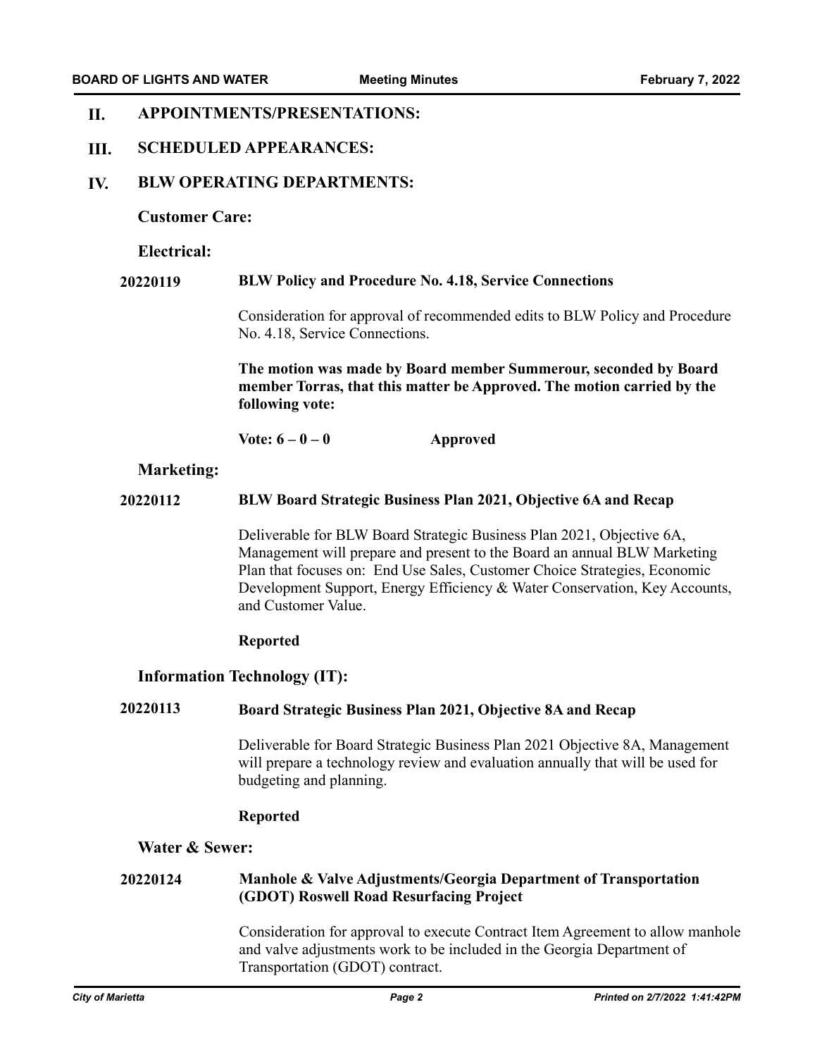## II. APPOINTMENTS/PRESENTATIONS:

## III. SCHEDULED APPEARANCES:

## IV. BLW OPERATING DEPARTMENTS:

### Customer Care:

### Electrical:

**20220119** **BLW Policy and Procedure No. 4.18, Service Connections**

Consideration for approval of recommended edits to BLW Policy and Procedure No. 4.18, Service Connections.

**The motion was made by Board member Summerour, seconded by Board member Torras, that this matter be Approved. The motion carried by the following vote:**

**Vote: 6 – 0 – 0** **Approved**

### Marketing:

**20220112** **BLW Board Strategic Business Plan 2021, Objective 6A and Recap**

Deliverable for BLW Board Strategic Business Plan 2021, Objective 6A, Management will prepare and present to the Board an annual BLW Marketing Plan that focuses on: End Use Sales, Customer Choice Strategies, Economic Development Support, Energy Efficiency & Water Conservation, Key Accounts, and Customer Value.

**Reported**

### Information Technology (IT):

**20220113** **Board Strategic Business Plan 2021, Objective 8A and Recap**

Deliverable for Board Strategic Business Plan 2021 Objective 8A, Management will prepare a technology review and evaluation annually that will be used for budgeting and planning.

**Reported**

### Water & Sewer:

**20220124** **Manhole & Valve Adjustments/Georgia Department of Transportation (GDOT) Roswell Road Resurfacing Project**

Consideration for approval to execute Contract Item Agreement to allow manhole and valve adjustments work to be included in the Georgia Department of Transportation (GDOT) contract.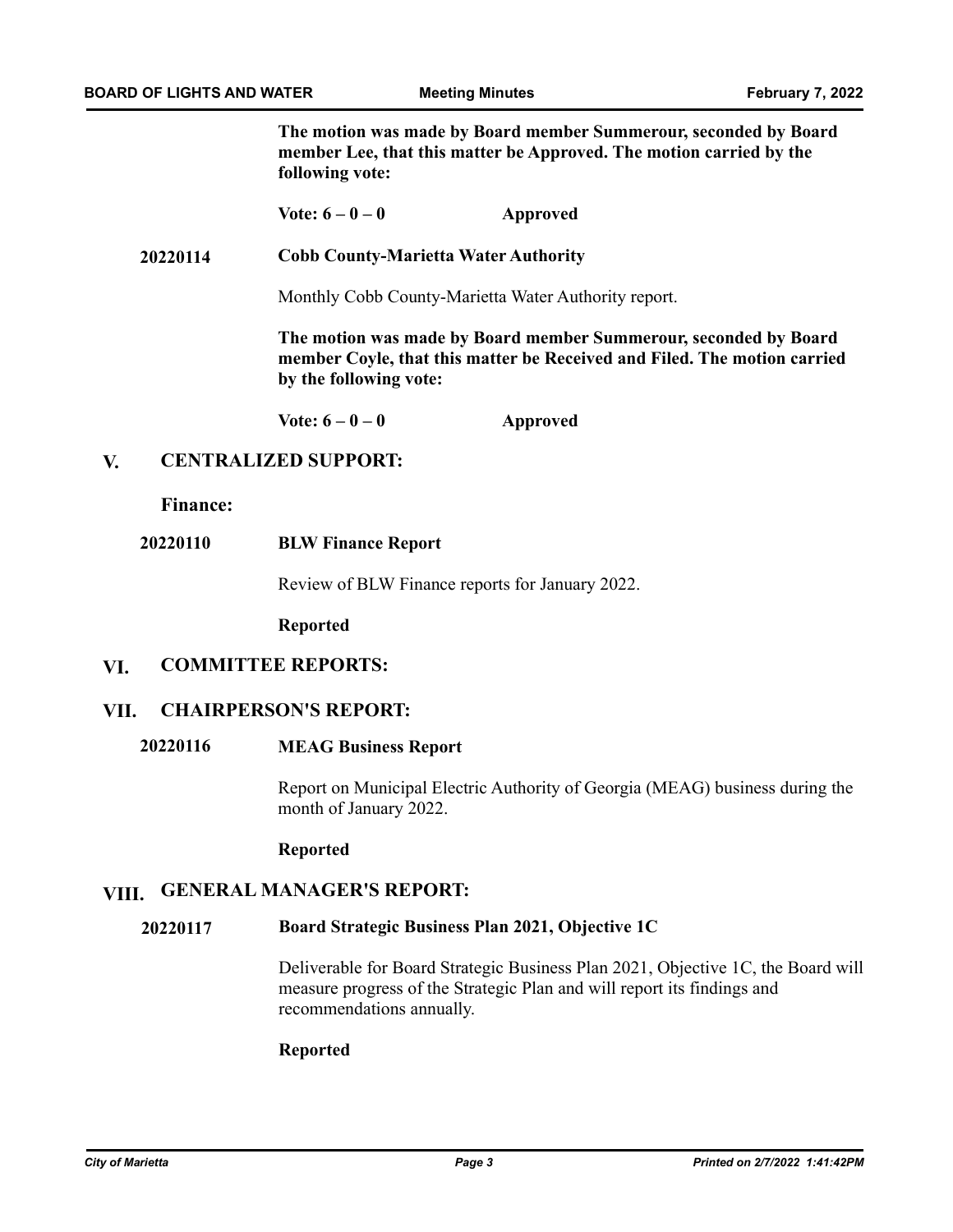**The motion was made by Board member Summerour, seconded by Board member Lee, that this matter be Approved. The motion carried by the following vote:**

**Vote: 6 – 0 – 0 Approved**

**20220114 Cobb County-Marietta Water Authority**

Monthly Cobb County-Marietta Water Authority report.

**The motion was made by Board member Summerour, seconded by Board member Coyle, that this matter be Received and Filed. The motion carried by the following vote:**

**Vote: 6 – 0 – 0 Approved**

## V. CENTRALIZED SUPPORT:

### Finance:

**20220110 BLW Finance Report**

Review of BLW Finance reports for January 2022.

**Reported**

## VI. COMMITTEE REPORTS:

## VII. CHAIRPERSON'S REPORT:

**20220116 MEAG Business Report**

Report on Municipal Electric Authority of Georgia (MEAG) business during the month of January 2022.

**Reported**

## VIII. GENERAL MANAGER'S REPORT:

**20220117 Board Strategic Business Plan 2021, Objective 1C**

Deliverable for Board Strategic Business Plan 2021, Objective 1C, the Board will measure progress of the Strategic Plan and will report its findings and recommendations annually.

**Reported**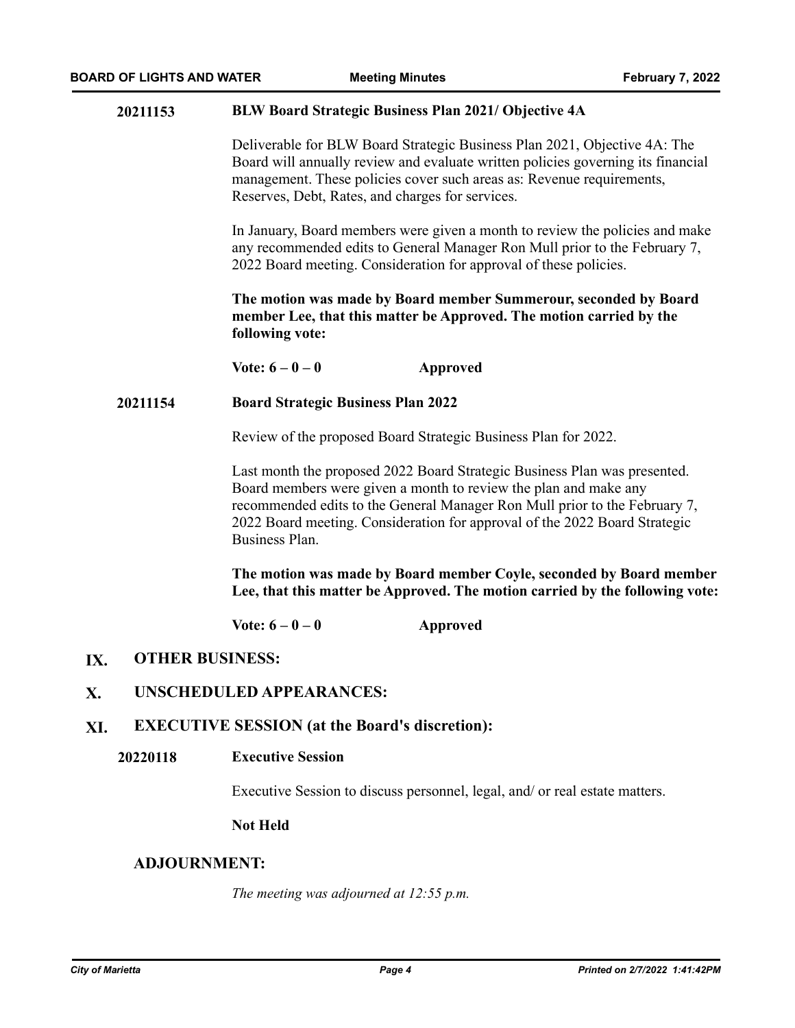**20211153** **BLW Board Strategic Business Plan 2021/ Objective 4A**

Deliverable for BLW Board Strategic Business Plan 2021, Objective 4A: The Board will annually review and evaluate written policies governing its financial management. These policies cover such areas as: Revenue requirements, Reserves, Debt, Rates, and charges for services.

In January, Board members were given a month to review the policies and make any recommended edits to General Manager Ron Mull prior to the February 7, 2022 Board meeting. Consideration for approval of these policies.

**The motion was made by Board member Summerour, seconded by Board member Lee, that this matter be Approved. The motion carried by the following vote:**

**Vote: 6 – 0 – 0** **Approved**

**20211154** **Board Strategic Business Plan 2022**

Review of the proposed Board Strategic Business Plan for 2022.

Last month the proposed 2022 Board Strategic Business Plan was presented. Board members were given a month to review the plan and make any recommended edits to the General Manager Ron Mull prior to the February 7, 2022 Board meeting. Consideration for approval of the 2022 Board Strategic Business Plan.

**The motion was made by Board member Coyle, seconded by Board member Lee, that this matter be Approved. The motion carried by the following vote:**

**Vote: 6 – 0 – 0** **Approved**

## IX. OTHER BUSINESS:

## X. UNSCHEDULED APPEARANCES:

## XI. EXECUTIVE SESSION (at the Board's discretion):

**20220118** **Executive Session**

Executive Session to discuss personnel, legal, and/ or real estate matters.

**Not Held**

## ADJOURNMENT:

*The meeting was adjourned at 12:55 p.m.*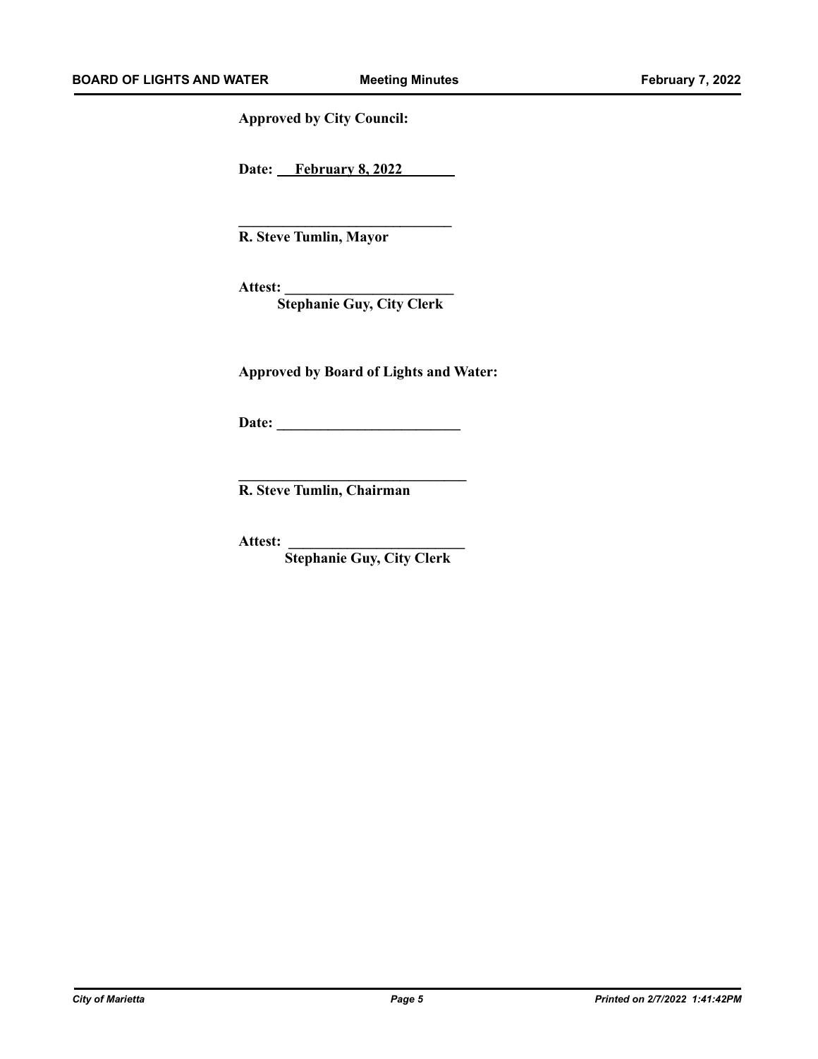**Approved by City Council:**

**Date: ___February 8, 2022________**

**_____________________________**
**R. Steve Tumlin, Mayor**

**Attest: _______________________**
**Stephanie Guy, City Clerk**

**Approved by Board of Lights and Water:**

**Date: _________________________**

**_______________________________**
**R. Steve Tumlin, Chairman**

**Attest: ________________________**
**Stephanie Guy, City Clerk**